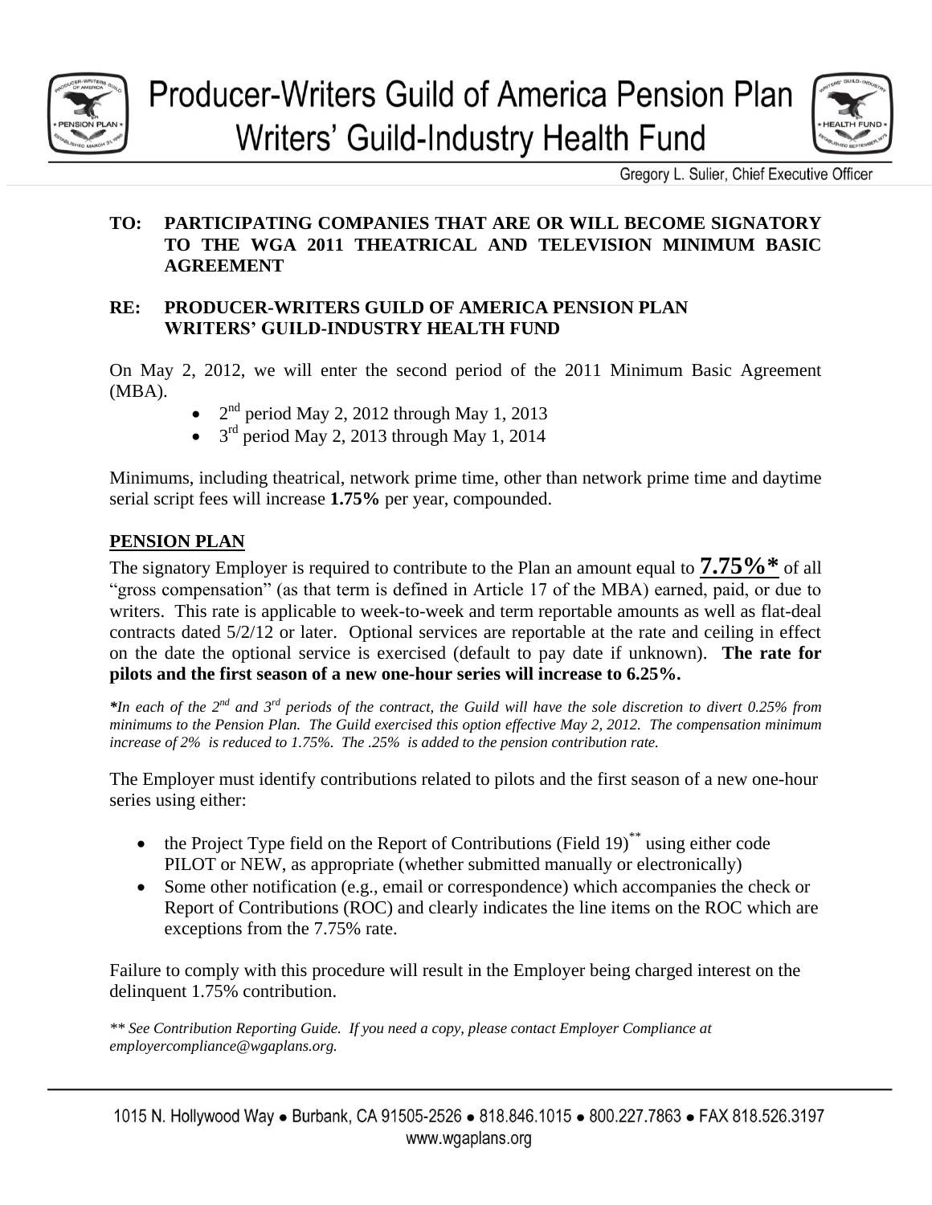# Producer-Writers Guild of America Pension Plan
# Writers' Guild-Industry Health Fund

Gregory L. Sulier, Chief Executive Officer

**TO: PARTICIPATING COMPANIES THAT ARE OR WILL BECOME SIGNATORY TO THE WGA 2011 THEATRICAL AND TELEVISION MINIMUM BASIC AGREEMENT**

**RE: PRODUCER-WRITERS GUILD OF AMERICA PENSION PLAN WRITERS' GUILD-INDUSTRY HEALTH FUND**

On May 2, 2012, we will enter the second period of the 2011 Minimum Basic Agreement (MBA).

- 2nd period May 2, 2012 through May 1, 2013
- 3rd period May 2, 2013 through May 1, 2014

Minimums, including theatrical, network prime time, other than network prime time and daytime serial script fees will increase **1.75%** per year, compounded.

## PENSION PLAN

The signatory Employer is required to contribute to the Plan an amount equal to **7.75%*** of all "gross compensation" (as that term is defined in Article 17 of the MBA) earned, paid, or due to writers. This rate is applicable to week-to-week and term reportable amounts as well as flat-deal contracts dated 5/2/12 or later. Optional services are reportable at the rate and ceiling in effect on the date the optional service is exercised (default to pay date if unknown). **The rate for pilots and the first season of a new one-hour series will increase to 6.25%.**

****In each of the 2nd and 3rd periods of the contract, the Guild will have the sole discretion to divert 0.25% from minimums to the Pension Plan. The Guild exercised this option effective May 2, 2012. The compensation minimum increase of 2% is reduced to 1.75%. The .25% is added to the pension contribution rate.*

The Employer must identify contributions related to pilots and the first season of a new one-hour series using either:

- the Project Type field on the Report of Contributions (Field 19)** using either code PILOT or NEW, as appropriate (whether submitted manually or electronically)
- Some other notification (e.g., email or correspondence) which accompanies the check or Report of Contributions (ROC) and clearly indicates the line items on the ROC which are exceptions from the 7.75% rate.

Failure to comply with this procedure will result in the Employer being charged interest on the delinquent 1.75% contribution.

*** See Contribution Reporting Guide. If you need a copy, please contact Employer Compliance at employercompliance@wgaplans.org.*

1015 N. Hollywood Way • Burbank, CA 91505-2526 • 818.846.1015 • 800.227.7863 • FAX 818.526.3197
www.wgaplans.org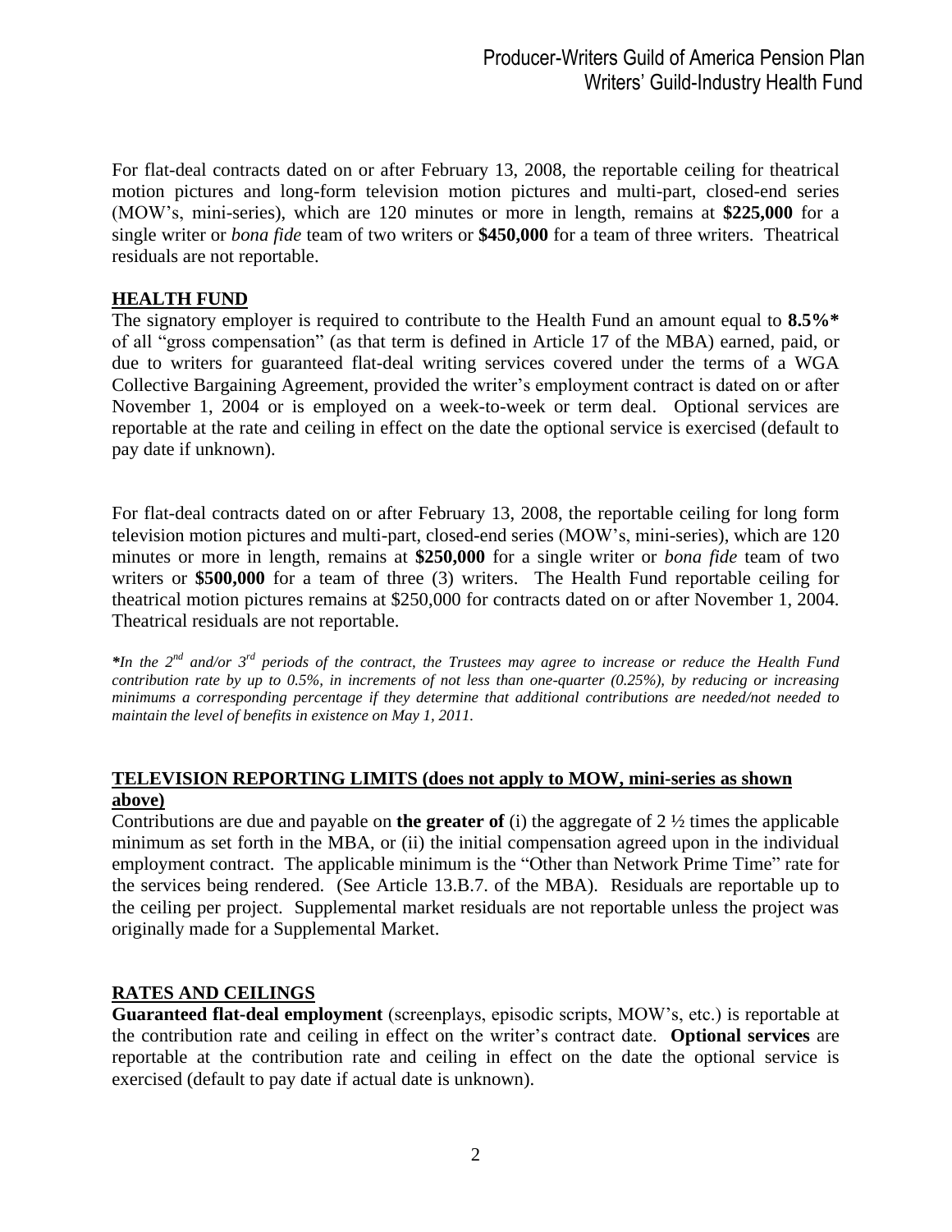For flat-deal contracts dated on or after February 13, 2008, the reportable ceiling for theatrical motion pictures and long-form television motion pictures and multi-part, closed-end series (MOW's, mini-series), which are 120 minutes or more in length, remains at **$225,000** for a single writer or *bona fide* team of two writers or **$450,000** for a team of three writers. Theatrical residuals are not reportable.

## HEALTH FUND

The signatory employer is required to contribute to the Health Fund an amount equal to **8.5%\*** of all "gross compensation" (as that term is defined in Article 17 of the MBA) earned, paid, or due to writers for guaranteed flat-deal writing services covered under the terms of a WGA Collective Bargaining Agreement, provided the writer's employment contract is dated on or after November 1, 2004 or is employed on a week-to-week or term deal. Optional services are reportable at the rate and ceiling in effect on the date the optional service is exercised (default to pay date if unknown).

For flat-deal contracts dated on or after February 13, 2008, the reportable ceiling for long form television motion pictures and multi-part, closed-end series (MOW's, mini-series), which are 120 minutes or more in length, remains at **$250,000** for a single writer or *bona fide* team of two writers or **$500,000** for a team of three (3) writers. The Health Fund reportable ceiling for theatrical motion pictures remains at $250,000 for contracts dated on or after November 1, 2004. Theatrical residuals are not reportable.

***In the 2nd and/or 3rd periods of the contract, the Trustees may agree to increase or reduce the Health Fund contribution rate by up to 0.5%, in increments of not less than one-quarter (0.25%), by reducing or increasing minimums a corresponding percentage if they determine that additional contributions are needed/not needed to maintain the level of benefits in existence on May 1, 2011.***

## TELEVISION REPORTING LIMITS (does not apply to MOW, mini-series as shown above)

Contributions are due and payable on **the greater of** (i) the aggregate of 2 ½ times the applicable minimum as set forth in the MBA, or (ii) the initial compensation agreed upon in the individual employment contract. The applicable minimum is the "Other than Network Prime Time" rate for the services being rendered. (See Article 13.B.7. of the MBA). Residuals are reportable up to the ceiling per project. Supplemental market residuals are not reportable unless the project was originally made for a Supplemental Market.

## RATES AND CEILINGS

**Guaranteed flat-deal employment** (screenplays, episodic scripts, MOW's, etc.) is reportable at the contribution rate and ceiling in effect on the writer's contract date. **Optional services** are reportable at the contribution rate and ceiling in effect on the date the optional service is exercised (default to pay date if actual date is unknown).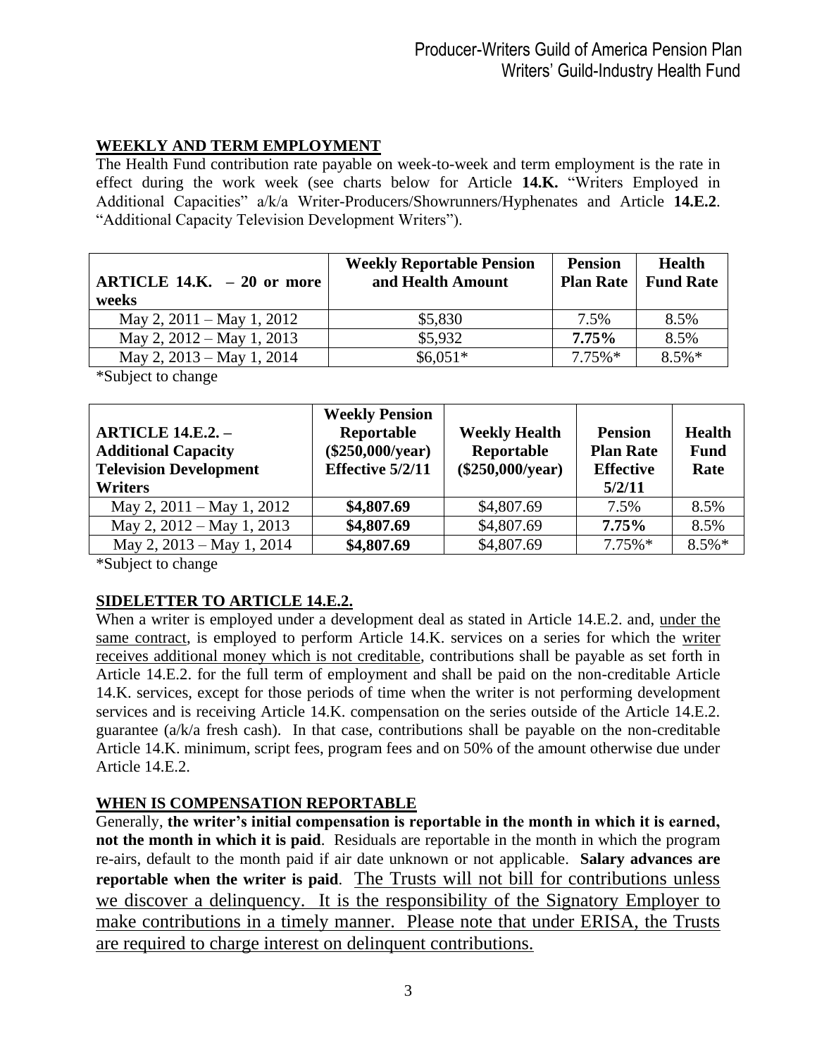## WEEKLY AND TERM EMPLOYMENT

The Health Fund contribution rate payable on week-to-week and term employment is the rate in effect during the work week (see charts below for Article **14.K.** "Writers Employed in Additional Capacities" a/k/a Writer-Producers/Showrunners/Hyphenates and Article **14.E.2**. "Additional Capacity Television Development Writers").

| ARTICLE 14.K. – 20 or more weeks | Weekly Reportable Pension and Health Amount | Pension Plan Rate | Health Fund Rate |
|---|---|---|---|
| May 2, 2011 – May 1, 2012 | $5,830 | 7.5% | 8.5% |
| May 2, 2012 – May 1, 2013 | $5,932 | **7.75%** | 8.5% |
| May 2, 2013 – May 1, 2014 | $6,051* | 7.75%* | 8.5%* |

*Subject to change

| ARTICLE 14.E.2. – Additional Capacity Television Development Writers | Weekly Pension Reportable ($250,000/year) Effective 5/2/11 | Weekly Health Reportable ($250,000/year) | Pension Plan Rate Effective 5/2/11 | Health Fund Rate |
|---|---|---|---|---|
| May 2, 2011 – May 1, 2012 | **$4,807.69** | $4,807.69 | 7.5% | 8.5% |
| May 2, 2012 – May 1, 2013 | **$4,807.69** | $4,807.69 | **7.75%** | 8.5% |
| May 2, 2013 – May 1, 2014 | **$4,807.69** | $4,807.69 | 7.75%* | 8.5%* |

*Subject to change

## SIDELETTER TO ARTICLE 14.E.2.

When a writer is employed under a development deal as stated in Article 14.E.2. and, <u>under the same contract</u>, is employed to perform Article 14.K. services on a series for which the <u>writer receives additional money which is not creditable</u>, contributions shall be payable as set forth in Article 14.E.2. for the full term of employment and shall be paid on the non-creditable Article 14.K. services, except for those periods of time when the writer is not performing development services and is receiving Article 14.K. compensation on the series outside of the Article 14.E.2. guarantee (a/k/a fresh cash). In that case, contributions shall be payable on the non-creditable Article 14.K. minimum, script fees, program fees and on 50% of the amount otherwise due under Article 14.E.2.

## WHEN IS COMPENSATION REPORTABLE

Generally, **the writer's initial compensation is reportable in the month in which it is earned, not the month in which it is paid**. Residuals are reportable in the month in which the program re-airs, default to the month paid if air date unknown or not applicable. **Salary advances are reportable when the writer is paid**. <u>The Trusts will not bill for contributions unless we discover a delinquency. It is the responsibility of the Signatory Employer to make contributions in a timely manner. Please note that under ERISA, the Trusts are required to charge interest on delinquent contributions.</u>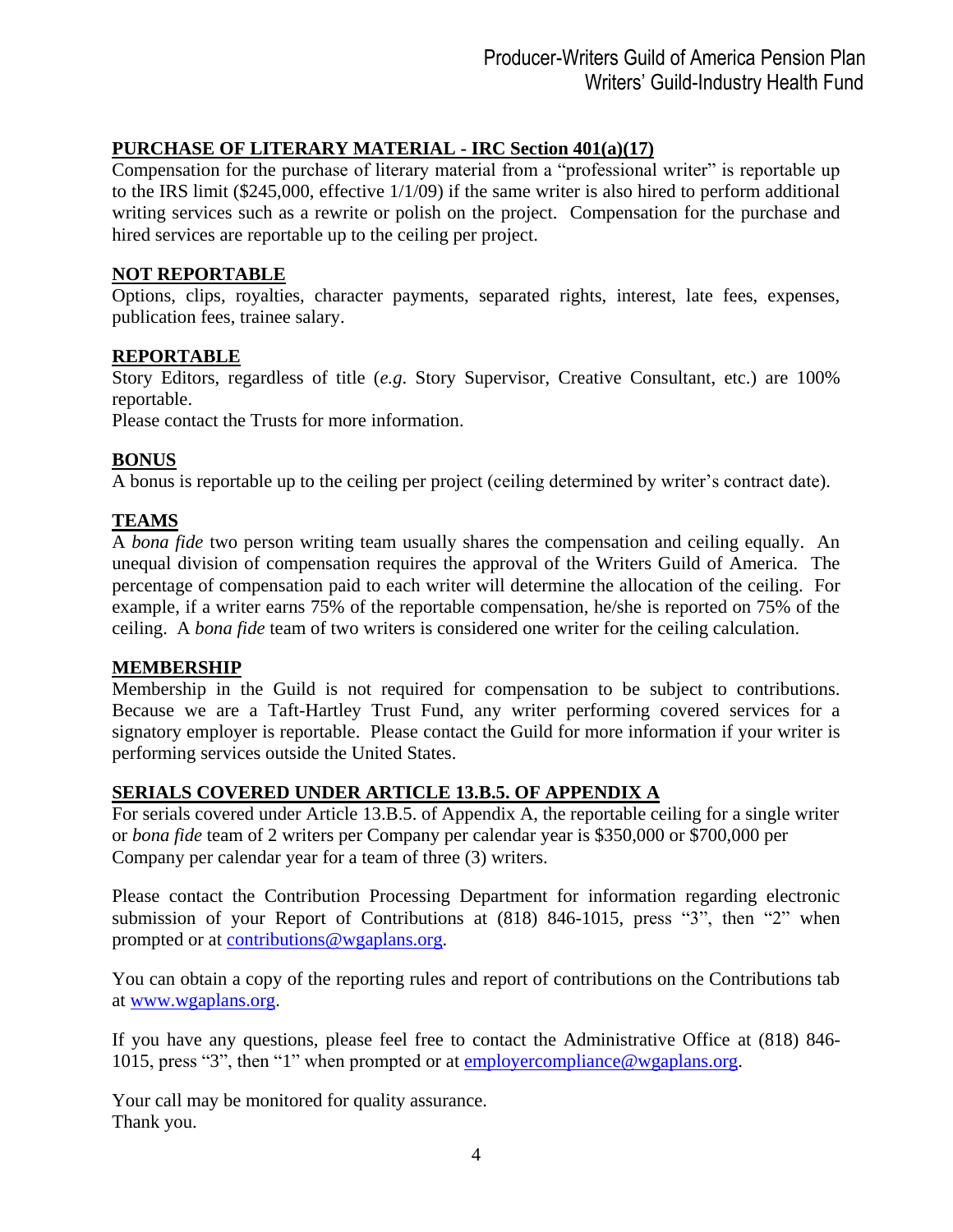**PURCHASE OF LITERARY MATERIAL - IRC Section 401(a)(17)**

Compensation for the purchase of literary material from a "professional writer" is reportable up to the IRS limit ($245,000, effective 1/1/09) if the same writer is also hired to perform additional writing services such as a rewrite or polish on the project. Compensation for the purchase and hired services are reportable up to the ceiling per project.

**NOT REPORTABLE**

Options, clips, royalties, character payments, separated rights, interest, late fees, expenses, publication fees, trainee salary.

**REPORTABLE**

Story Editors, regardless of title (*e.g*. Story Supervisor, Creative Consultant, etc.) are 100% reportable.

Please contact the Trusts for more information.

**BONUS**

A bonus is reportable up to the ceiling per project (ceiling determined by writer's contract date).

**TEAMS**

A *bona fide* two person writing team usually shares the compensation and ceiling equally. An unequal division of compensation requires the approval of the Writers Guild of America. The percentage of compensation paid to each writer will determine the allocation of the ceiling. For example, if a writer earns 75% of the reportable compensation, he/she is reported on 75% of the ceiling. A *bona fide* team of two writers is considered one writer for the ceiling calculation.

**MEMBERSHIP**

Membership in the Guild is not required for compensation to be subject to contributions. Because we are a Taft-Hartley Trust Fund, any writer performing covered services for a signatory employer is reportable. Please contact the Guild for more information if your writer is performing services outside the United States.

**SERIALS COVERED UNDER ARTICLE 13.B.5. OF APPENDIX A**

For serials covered under Article 13.B.5. of Appendix A, the reportable ceiling for a single writer or *bona fide* team of 2 writers per Company per calendar year is $350,000 or $700,000 per Company per calendar year for a team of three (3) writers.

Please contact the Contribution Processing Department for information regarding electronic submission of your Report of Contributions at (818) 846-1015, press "3", then "2" when prompted or at contributions@wgaplans.org.

You can obtain a copy of the reporting rules and report of contributions on the Contributions tab at www.wgaplans.org.

If you have any questions, please feel free to contact the Administrative Office at (818) 846-1015, press "3", then "1" when prompted or at employercompliance@wgaplans.org.

Your call may be monitored for quality assurance.
Thank you.